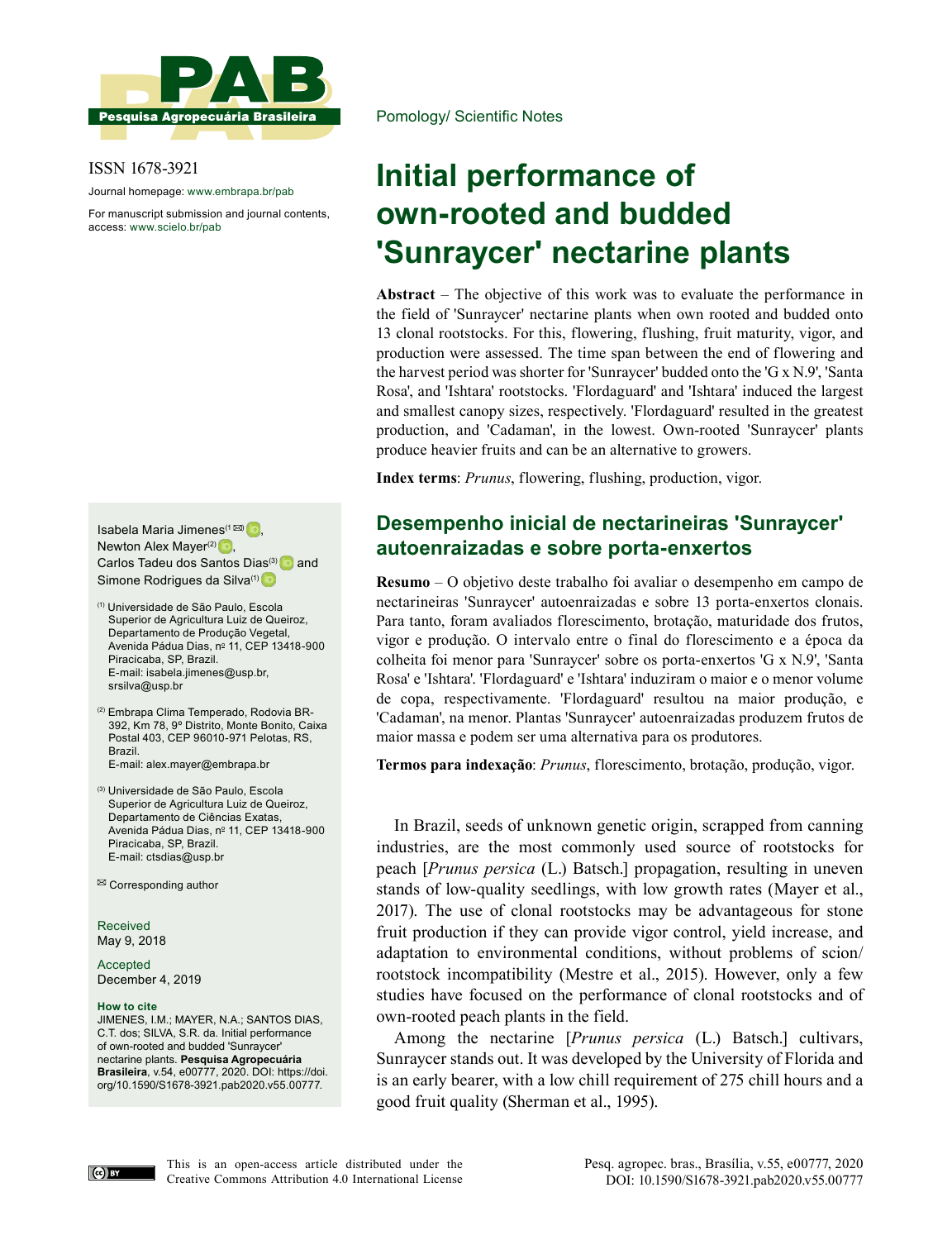Pomology/ Scientific Notes

ISSN 1678-3921

Journal homepage: www.embrapa.br/pab

For manuscript submission and journal contents, access: www.scielo.br/pab

# Initial performance of own-rooted and budded 'Sunraycer' nectarine plants

**Abstract** – The objective of this work was to evaluate the performance in the field of 'Sunraycer' nectarine plants when own rooted and budded onto 13 clonal rootstocks. For this, flowering, flushing, fruit maturity, vigor, and production were assessed. The time span between the end of flowering and the harvest period was shorter for 'Sunraycer' budded onto the 'G x N.9', 'Santa Rosa', and 'Ishtara' rootstocks. 'Flordaguard' and 'Ishtara' induced the largest and smallest canopy sizes, respectively. 'Flordaguard' resulted in the greatest production, and 'Cadaman', in the lowest. Own-rooted 'Sunraycer' plants produce heavier fruits and can be an alternative to growers.

**Index terms**: *Prunus*, flowering, flushing, production, vigor.

## Desempenho inicial de nectarineiras 'Sunraycer' autoenraizadas e sobre porta-enxertos

**Resumo** – O objetivo deste trabalho foi avaliar o desempenho em campo de nectarineiras 'Sunraycer' autoenraizadas e sobre 13 porta-enxertos clonais. Para tanto, foram avaliados florescimento, brotação, maturidade dos frutos, vigor e produção. O intervalo entre o final do florescimento e a época da colheita foi menor para 'Sunraycer' sobre os porta-enxertos 'G x N.9', 'Santa Rosa' e 'Ishtara'. 'Flordaguard' e 'Ishtara' induziram o maior e o menor volume de copa, respectivamente. 'Flordaguard' resultou na maior produção, e 'Cadaman', na menor. Plantas 'Sunraycer' autoenraizadas produzem frutos de maior massa e podem ser uma alternativa para os produtores.

**Termos para indexação**: *Prunus*, florescimento, brotação, produção, vigor.

Isabela Maria Jimenes[1 ✉], Newton Alex Mayer[2], Carlos Tadeu dos Santos Dias[3] and Simone Rodrigues da Silva[1]

[1] Universidade de São Paulo, Escola Superior de Agricultura Luiz de Queiroz, Departamento de Produção Vegetal, Avenida Pádua Dias, nº 11, CEP 13418-900 Piracicaba, SP, Brazil. E-mail: isabela.jimenes@usp.br, srsilva@usp.br

[2] Embrapa Clima Temperado, Rodovia BR-392, Km 78, 9º Distrito, Monte Bonito, Caixa Postal 403, CEP 96010-971 Pelotas, RS, Brazil. E-mail: alex.mayer@embrapa.br

[3] Universidade de São Paulo, Escola Superior de Agricultura Luiz de Queiroz, Departamento de Ciências Exatas, Avenida Pádua Dias, nº 11, CEP 13418-900 Piracicaba, SP, Brazil. E-mail: ctsdias@usp.br

✉ Corresponding author

Received
May 9, 2018

Accepted
December 4, 2019

**How to cite**
JIMENES, I.M.; MAYER, N.A.; SANTOS DIAS, C.T. dos; SILVA, S.R. da. Initial performance of own-rooted and budded 'Sunraycer' nectarine plants. **Pesquisa Agropecuária Brasileira**, v.54, e00777, 2020. DOI: https://doi.org/10.1590/S1678-3921.pab2020.v55.00777.

In Brazil, seeds of unknown genetic origin, scrapped from canning industries, are the most commonly used source of rootstocks for peach [*Prunus persica* (L.) Batsch.] propagation, resulting in uneven stands of low-quality seedlings, with low growth rates (Mayer et al., 2017). The use of clonal rootstocks may be advantageous for stone fruit production if they can provide vigor control, yield increase, and adaptation to environmental conditions, without problems of scion/rootstock incompatibility (Mestre et al., 2015). However, only a few studies have focused on the performance of clonal rootstocks and of own-rooted peach plants in the field.

Among the nectarine [*Prunus persica* (L.) Batsch.] cultivars, Sunraycer stands out. It was developed by the University of Florida and is an early bearer, with a low chill requirement of 275 chill hours and a good fruit quality (Sherman et al., 1995).

This is an open-access article distributed under the Creative Commons Attribution 4.0 International License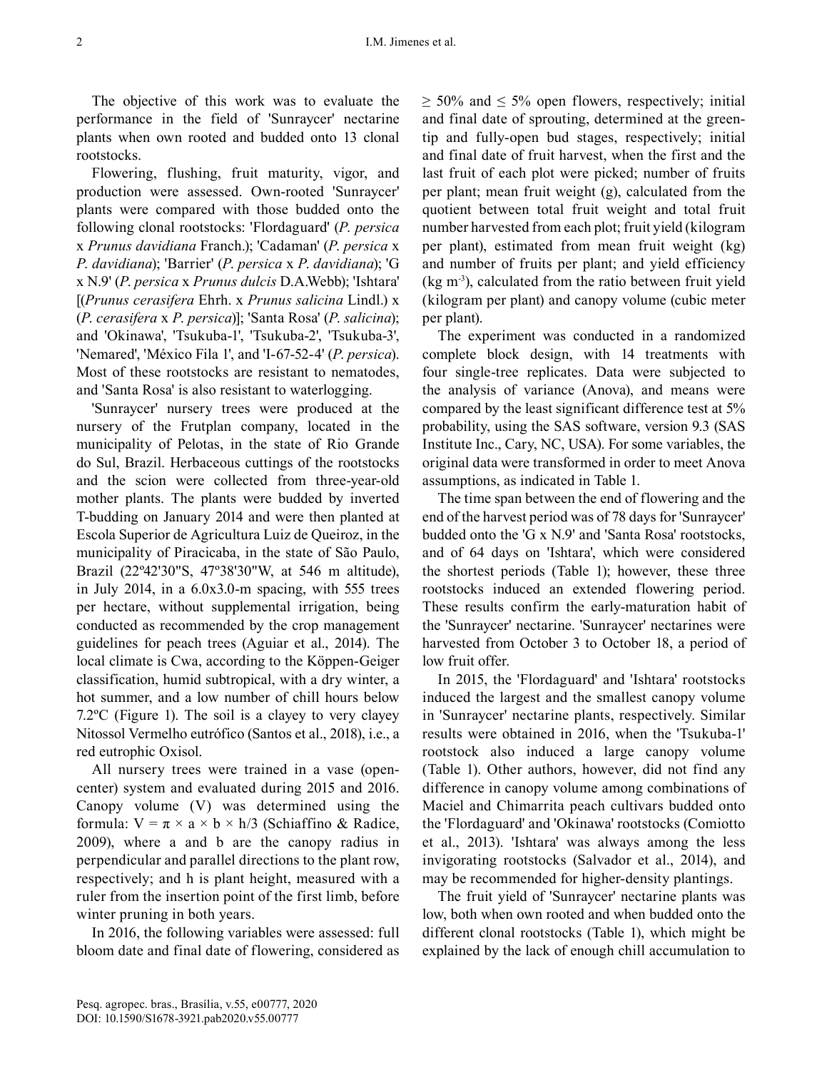The objective of this work was to evaluate the performance in the field of 'Sunraycer' nectarine plants when own rooted and budded onto 13 clonal rootstocks.

Flowering, flushing, fruit maturity, vigor, and production were assessed. Own-rooted 'Sunraycer' plants were compared with those budded onto the following clonal rootstocks: 'Flordaguard' (*P. persica* x *Prunus davidiana* Franch.); 'Cadaman' (*P. persica* x *P. davidiana*); 'Barrier' (*P. persica* x *P. davidiana*); 'G x N.9' (*P. persica* x *Prunus dulcis* D.A.Webb); 'Ishtara' [(*Prunus cerasifera* Ehrh. x *Prunus salicina* Lindl.) x (*P. cerasifera* x *P. persica*)]; 'Santa Rosa' (*P. salicina*); and 'Okinawa', 'Tsukuba-1', 'Tsukuba-2', 'Tsukuba-3', 'Nemared', 'México Fila 1', and 'I-67-52-4' (*P. persica*). Most of these rootstocks are resistant to nematodes, and 'Santa Rosa' is also resistant to waterlogging.

'Sunraycer' nursery trees were produced at the nursery of the Frutplan company, located in the municipality of Pelotas, in the state of Rio Grande do Sul, Brazil. Herbaceous cuttings of the rootstocks and the scion were collected from three-year-old mother plants. The plants were budded by inverted T-budding on January 2014 and were then planted at Escola Superior de Agricultura Luiz de Queiroz, in the municipality of Piracicaba, in the state of São Paulo, Brazil (22º42'30"S, 47º38'30"W, at 546 m altitude), in July 2014, in a 6.0x3.0-m spacing, with 555 trees per hectare, without supplemental irrigation, being conducted as recommended by the crop management guidelines for peach trees (Aguiar et al., 2014). The local climate is Cwa, according to the Köppen-Geiger classification, humid subtropical, with a dry winter, a hot summer, and a low number of chill hours below 7.2ºC (Figure 1). The soil is a clayey to very clayey Nitossol Vermelho eutrófico (Santos et al., 2018), i.e., a red eutrophic Oxisol.

All nursery trees were trained in a vase (open-center) system and evaluated during 2015 and 2016. Canopy volume (V) was determined using the formula: $V = \pi \times a \times b \times h/3$ (Schiaffino & Radice, 2009), where a and b are the canopy radius in perpendicular and parallel directions to the plant row, respectively; and h is plant height, measured with a ruler from the insertion point of the first limb, before winter pruning in both years.

In 2016, the following variables were assessed: full bloom date and final date of flowering, considered as $\geq 50\%$ and $\leq 5\%$ open flowers, respectively; initial and final date of sprouting, determined at the green-tip and fully-open bud stages, respectively; initial and final date of fruit harvest, when the first and the last fruit of each plot were picked; number of fruits per plant; mean fruit weight (g), calculated from the quotient between total fruit weight and total fruit number harvested from each plot; fruit yield (kilogram per plant), estimated from mean fruit weight (kg) and number of fruits per plant; and yield efficiency (kg $m^{-3}$), calculated from the ratio between fruit yield (kilogram per plant) and canopy volume (cubic meter per plant).

The experiment was conducted in a randomized complete block design, with 14 treatments with four single-tree replicates. Data were subjected to the analysis of variance (Anova), and means were compared by the least significant difference test at 5% probability, using the SAS software, version 9.3 (SAS Institute Inc., Cary, NC, USA). For some variables, the original data were transformed in order to meet Anova assumptions, as indicated in Table 1.

The time span between the end of flowering and the end of the harvest period was of 78 days for 'Sunraycer' budded onto the 'G x N.9' and 'Santa Rosa' rootstocks, and of 64 days on 'Ishtara', which were considered the shortest periods (Table 1); however, these three rootstocks induced an extended flowering period. These results confirm the early-maturation habit of the 'Sunraycer' nectarine. 'Sunraycer' nectarines were harvested from October 3 to October 18, a period of low fruit offer.

In 2015, the 'Flordaguard' and 'Ishtara' rootstocks induced the largest and the smallest canopy volume in 'Sunraycer' nectarine plants, respectively. Similar results were obtained in 2016, when the 'Tsukuba-1' rootstock also induced a large canopy volume (Table 1). Other authors, however, did not find any difference in canopy volume among combinations of Maciel and Chimarrita peach cultivars budded onto the 'Flordaguard' and 'Okinawa' rootstocks (Comiotto et al., 2013). 'Ishtara' was always among the less invigorating rootstocks (Salvador et al., 2014), and may be recommended for higher-density plantings.

The fruit yield of 'Sunraycer' nectarine plants was low, both when own rooted and when budded onto the different clonal rootstocks (Table 1), which might be explained by the lack of enough chill accumulation to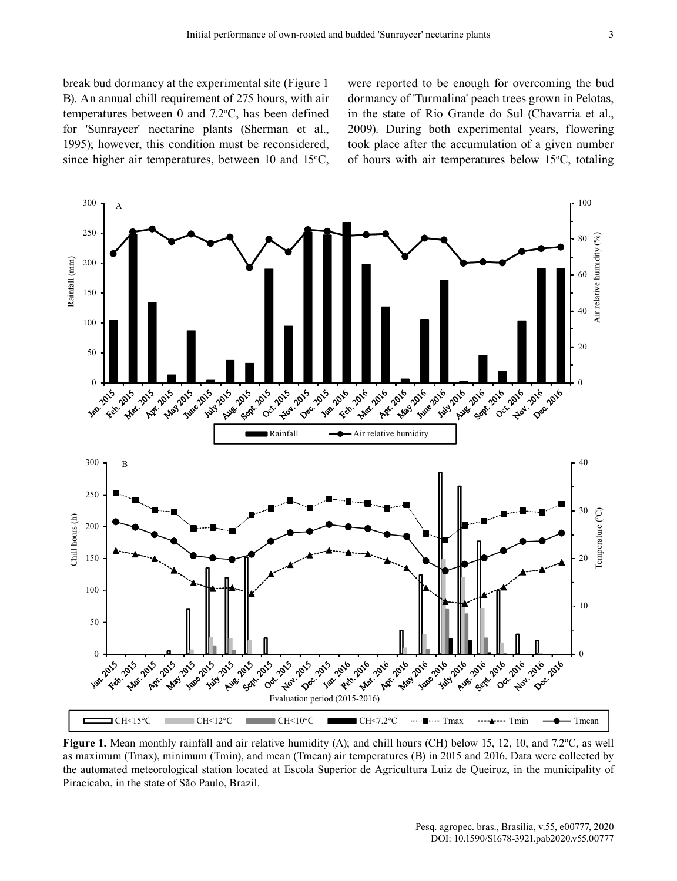break bud dormancy at the experimental site (Figure 1 B). An annual chill requirement of 275 hours, with air temperatures between 0 and 7.2°C, has been defined for 'Sunraycer' nectarine plants (Sherman et al., 1995); however, this condition must be reconsidered, since higher air temperatures, between 10 and 15°C, were reported to be enough for overcoming the bud dormancy of 'Turmalina' peach trees grown in Pelotas, in the state of Rio Grande do Sul (Chavarria et al., 2009). During both experimental years, flowering took place after the accumulation of a given number of hours with air temperatures below 15°C, totaling

**Figure 1.** Mean monthly rainfall and air relative humidity (A); and chill hours (CH) below 15, 12, 10, and 7.2ºC, as well as maximum (Tmax), minimum (Tmin), and mean (Tmean) air temperatures (B) in 2015 and 2016. Data were collected by the automated meteorological station located at Escola Superior de Agricultura Luiz de Queiroz, in the municipality of Piracicaba, in the state of São Paulo, Brazil.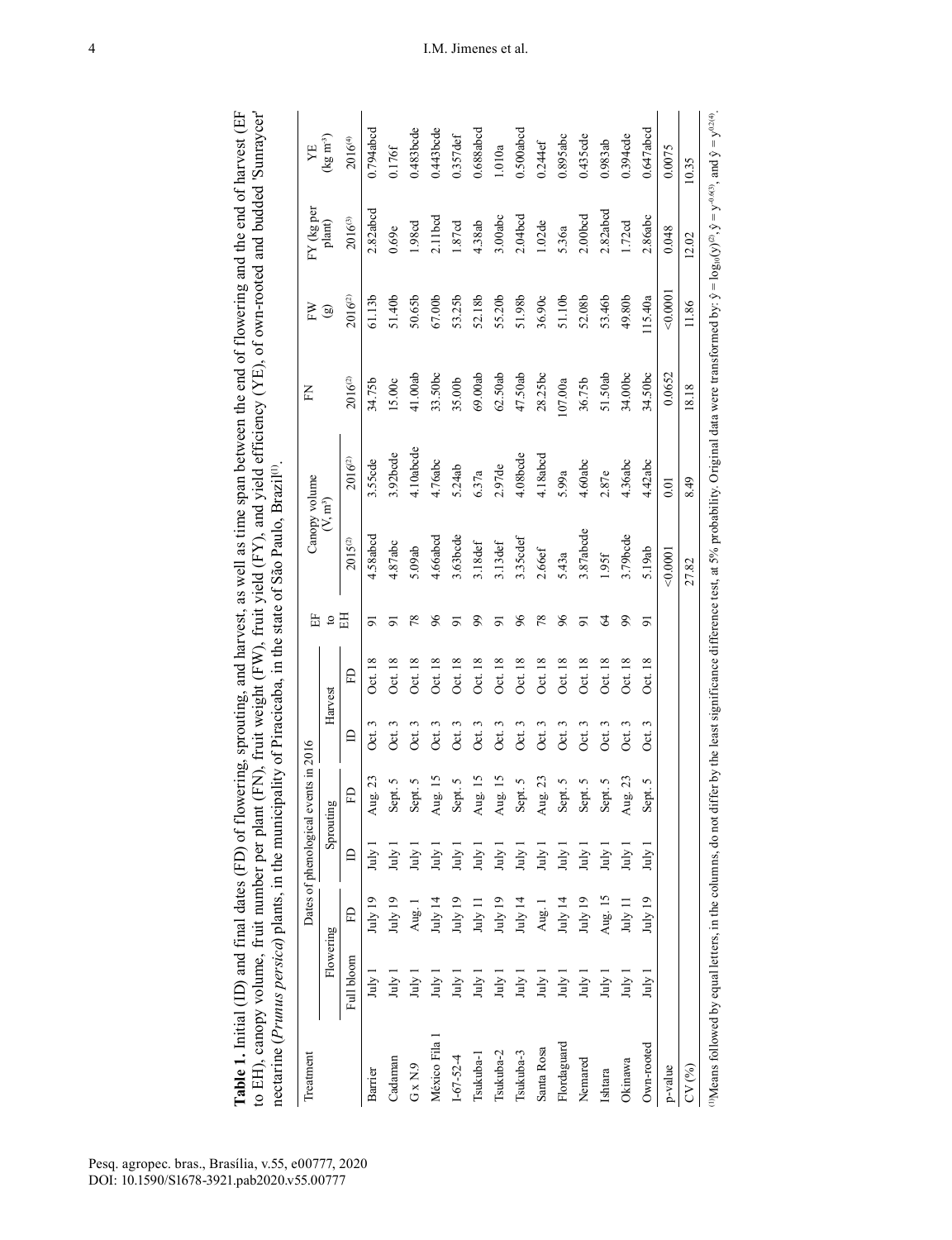**Table 1.** Initial (ID) and final dates (FD) of flowering, sprouting, and harvest, as well as time span between the end of flowering and the end of harvest (EF to EH), canopy volume, fruit number per plant (FN), fruit weight (FW), fruit yield (FY), and yield efficiency (YE), of own-rooted and budded 'Sunraycer' nectarine (*Prunus persica*) plants, in the municipality of Piracicaba, in the state of São Paulo, Brazil[(1)].

| Treatment | Dates of phenological events in 2016 | | | | | | EF to EH | Canopy volume (V, m³) | | FN | FW (g) | FY (kg per plant) | YE (kg m⁻³) |
|---|---|---|---|---|---|---|---|---|---|---|---|---|---|
| | Flowering | | Sprouting | | Harvest | | | | | | | | |
| | Full bloom | FD | ID | FD | ID | FD | | 2015[(2)] | 2016[(2)] | 2016[(2)] | 2016[(2)] | 2016[(3)] | 2016[(4)] |
| Barrier | July 1 | July 19 | July 1 | Aug. 23 | Oct. 3 | Oct. 18 | 91 | 4.58abcd | 3.55cde | 34.75b | 61.13b | 2.82abcd | 0.794abcd |
| Cadaman | July 1 | July 19 | July 1 | Sept. 5 | Oct. 3 | Oct. 18 | 91 | 4.87abc | 3.92bcde | 15.00c | 51.40b | 0.69e | 0.176f |
| G x N.9 | July 1 | Aug. 1 | July 1 | Sept. 5 | Oct. 3 | Oct. 18 | 78 | 5.09ab | 4.10abcde | 41.00ab | 50.65b | 1.98cd | 0.483bcde |
| México Fila 1 | July 1 | July 14 | July 1 | Aug. 15 | Oct. 3 | Oct. 18 | 96 | 4.66abcd | 4.76abc | 33.50bc | 67.00b | 2.11bcd | 0.443bcde |
| I-67-52-4 | July 1 | July 19 | July 1 | Sept. 5 | Oct. 3 | Oct. 18 | 91 | 3.63bcde | 5.24ab | 35.00b | 53.25b | 1.87cd | 0.357def |
| Tsukuba-1 | July 1 | July 11 | July 1 | Aug. 15 | Oct. 3 | Oct. 18 | 99 | 3.18def | 6.37a | 69.00ab | 52.18b | 4.38ab | 0.688abcd |
| Tsukuba-2 | July 1 | July 19 | July 1 | Aug. 15 | Oct. 3 | Oct. 18 | 91 | 3.13def | 2.97de | 62.50ab | 55.20b | 3.00abc | 1.010a |
| Tsukuba-3 | July 1 | July 14 | July 1 | Sept. 5 | Oct. 3 | Oct. 18 | 96 | 3.35cdef | 4.08bcde | 47.50ab | 51.98b | 2.04bcd | 0.500abcd |
| Santa Rosa | July 1 | Aug. 1 | July 1 | Aug. 23 | Oct. 3 | Oct. 18 | 78 | 2.66ef | 4.18abcd | 28.25bc | 36.90c | 1.02de | 0.244ef |
| Flordaguard | July 1 | July 14 | July 1 | Sept. 5 | Oct. 3 | Oct. 18 | 96 | 5.43a | 5.99a | 107.00a | 51.10b | 5.36a | 0.895abc |
| Nemared | July 1 | July 19 | July 1 | Sept. 5 | Oct. 3 | Oct. 18 | 91 | 3.87abcde | 4.60abc | 36.75b | 52.08b | 2.00bcd | 0.435cde |
| Ishtara | July 1 | Aug. 15 | July 1 | Sept. 5 | Oct. 3 | Oct. 18 | 64 | 1.95f | 2.87e | 51.50ab | 53.46b | 2.82abcd | 0.983ab |
| Okinawa | July 1 | July 11 | July 1 | Aug. 23 | Oct. 3 | Oct. 18 | 99 | 3.79bcde | 4.36abc | 34.00bc | 49.80b | 1.72cd | 0.394cde |
| Own-rooted | July 1 | July 19 | July 1 | Sept. 5 | Oct. 3 | Oct. 18 | 91 | 5.19ab | 4.42abc | 34.50bc | 115.40a | 2.86abc | 0.647abcd |
| p-value | | | | | | | | <0.0001 | 0.01 | 0.0652 | <0.0001 | 0.048 | 0.0075 |
| CV (%) | | | | | | | | 27.82 | 8.49 | 18.18 | 11.86 | 12.02 | 10.35 |

[(1)]Means followed by equal letters, in the columns, do not differ by the least significance difference test, at 5% probability. Original data were transformed by: $\hat{y} = \log_{10}(y)^{(2)}$, $\hat{y} = y^{-0.6(3)}$, and $\hat{y} = y^{0.2(4)}$.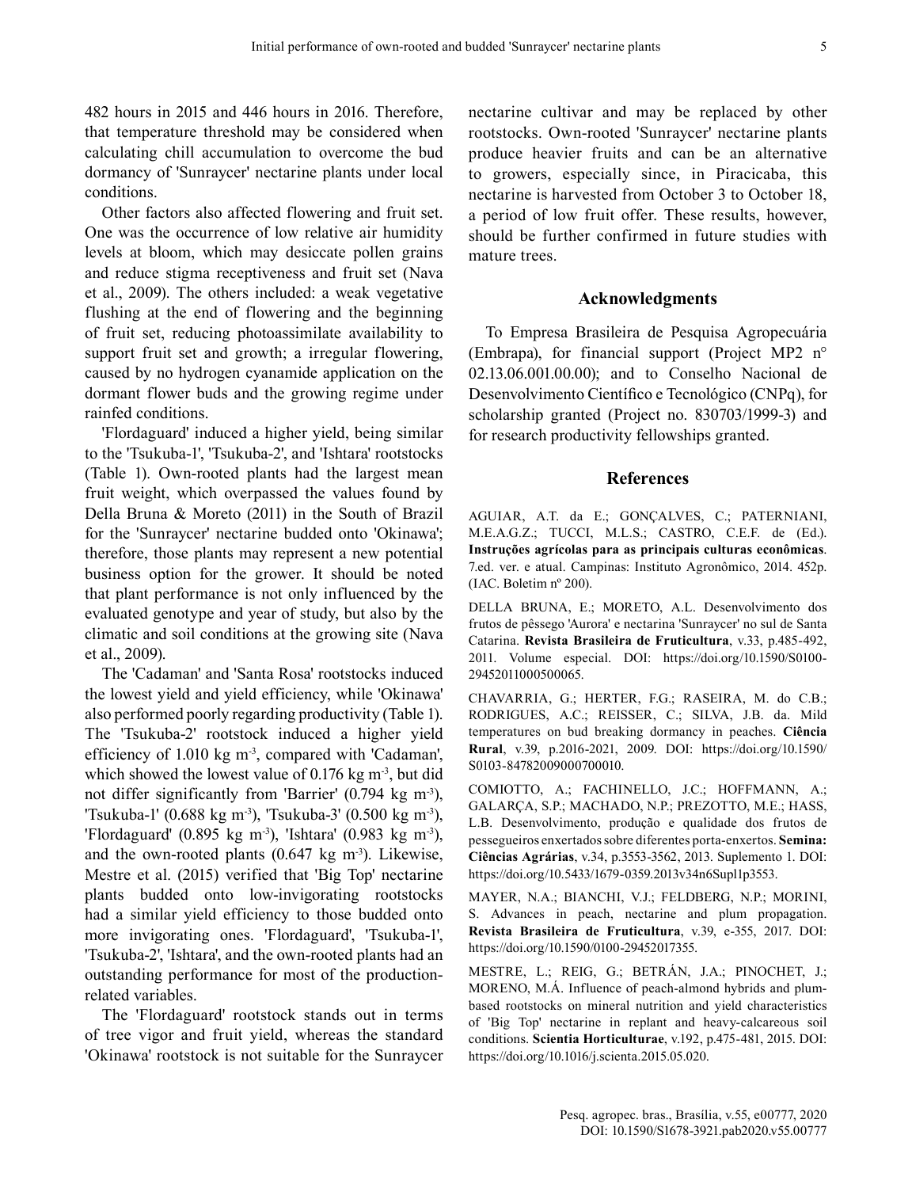482 hours in 2015 and 446 hours in 2016. Therefore, that temperature threshold may be considered when calculating chill accumulation to overcome the bud dormancy of 'Sunraycer' nectarine plants under local conditions.

Other factors also affected flowering and fruit set. One was the occurrence of low relative air humidity levels at bloom, which may desiccate pollen grains and reduce stigma receptiveness and fruit set (Nava et al., 2009). The others included: a weak vegetative flushing at the end of flowering and the beginning of fruit set, reducing photoassimilate availability to support fruit set and growth; a irregular flowering, caused by no hydrogen cyanamide application on the dormant flower buds and the growing regime under rainfed conditions.

'Flordaguard' induced a higher yield, being similar to the 'Tsukuba-1', 'Tsukuba-2', and 'Ishtara' rootstocks (Table 1). Own-rooted plants had the largest mean fruit weight, which overpassed the values found by Della Bruna & Moreto (2011) in the South of Brazil for the 'Sunraycer' nectarine budded onto 'Okinawa'; therefore, those plants may represent a new potential business option for the grower. It should be noted that plant performance is not only influenced by the evaluated genotype and year of study, but also by the climatic and soil conditions at the growing site (Nava et al., 2009).

The 'Cadaman' and 'Santa Rosa' rootstocks induced the lowest yield and yield efficiency, while 'Okinawa' also performed poorly regarding productivity (Table 1). The 'Tsukuba-2' rootstock induced a higher yield efficiency of 1.010 kg $m^{-3}$, compared with 'Cadaman', which showed the lowest value of 0.176 kg $m^{-3}$, but did not differ significantly from 'Barrier' (0.794 kg $m^{-3}$), 'Tsukuba-1' (0.688 kg $m^{-3}$), 'Tsukuba-3' (0.500 kg $m^{-3}$), 'Flordaguard' (0.895 kg $m^{-3}$), 'Ishtara' (0.983 kg $m^{-3}$), and the own-rooted plants (0.647 kg $m^{-3}$). Likewise, Mestre et al. (2015) verified that 'Big Top' nectarine plants budded onto low-invigorating rootstocks had a similar yield efficiency to those budded onto more invigorating ones. 'Flordaguard', 'Tsukuba-1', 'Tsukuba-2', 'Ishtara', and the own-rooted plants had an outstanding performance for most of the production-related variables.

The 'Flordaguard' rootstock stands out in terms of tree vigor and fruit yield, whereas the standard 'Okinawa' rootstock is not suitable for the Sunraycer nectarine cultivar and may be replaced by other rootstocks. Own-rooted 'Sunraycer' nectarine plants produce heavier fruits and can be an alternative to growers, especially since, in Piracicaba, this nectarine is harvested from October 3 to October 18, a period of low fruit offer. These results, however, should be further confirmed in future studies with mature trees.

## Acknowledgments

To Empresa Brasileira de Pesquisa Agropecuária (Embrapa), for financial support (Project MP2 n° 02.13.06.001.00.00); and to Conselho Nacional de Desenvolvimento Científico e Tecnológico (CNPq), for scholarship granted (Project no. 830703/1999-3) and for research productivity fellowships granted.

## References

AGUIAR, A.T. da E.; GONÇALVES, C.; PATERNIANI, M.E.A.G.Z.; TUCCI, M.L.S.; CASTRO, C.E.F. de (Ed.). **Instruções agrícolas para as principais culturas econômicas**. 7.ed. ver. e atual. Campinas: Instituto Agronômico, 2014. 452p. (IAC. Boletim nº 200).

DELLA BRUNA, E.; MORETO, A.L. Desenvolvimento dos frutos de pêssego 'Aurora' e nectarina 'Sunraycer' no sul de Santa Catarina. **Revista Brasileira de Fruticultura**, v.33, p.485-492, 2011. Volume especial. DOI: https://doi.org/10.1590/S0100-29452011000500065.

CHAVARRIA, G.; HERTER, F.G.; RASEIRA, M. do C.B.; RODRIGUES, A.C.; REISSER, C.; SILVA, J.B. da. Mild temperatures on bud breaking dormancy in peaches. **Ciência Rural**, v.39, p.2016-2021, 2009. DOI: https://doi.org/10.1590/S0103-84782009000700010.

COMIOTTO, A.; FACHINELLO, J.C.; HOFFMANN, A.; GALARÇA, S.P.; MACHADO, N.P.; PREZOTTO, M.E.; HASS, L.B. Desenvolvimento, produção e qualidade dos frutos de pessegueiros enxertados sobre diferentes porta-enxertos. **Semina: Ciências Agrárias**, v.34, p.3553-3562, 2013. Suplemento 1. DOI: https://doi.org/10.5433/1679-0359.2013v34n6Supl1p3553.

MAYER, N.A.; BIANCHI, V.J.; FELDBERG, N.P.; MORINI, S. Advances in peach, nectarine and plum propagation. **Revista Brasileira de Fruticultura**, v.39, e-355, 2017. DOI: https://doi.org/10.1590/0100-29452017355.

MESTRE, L.; REIG, G.; BETRÁN, J.A.; PINOCHET, J.; MORENO, M.Á. Influence of peach-almond hybrids and plum-based rootstocks on mineral nutrition and yield characteristics of 'Big Top' nectarine in replant and heavy-calcareous soil conditions. **Scientia Horticulturae**, v.192, p.475-481, 2015. DOI: https://doi.org/10.1016/j.scienta.2015.05.020.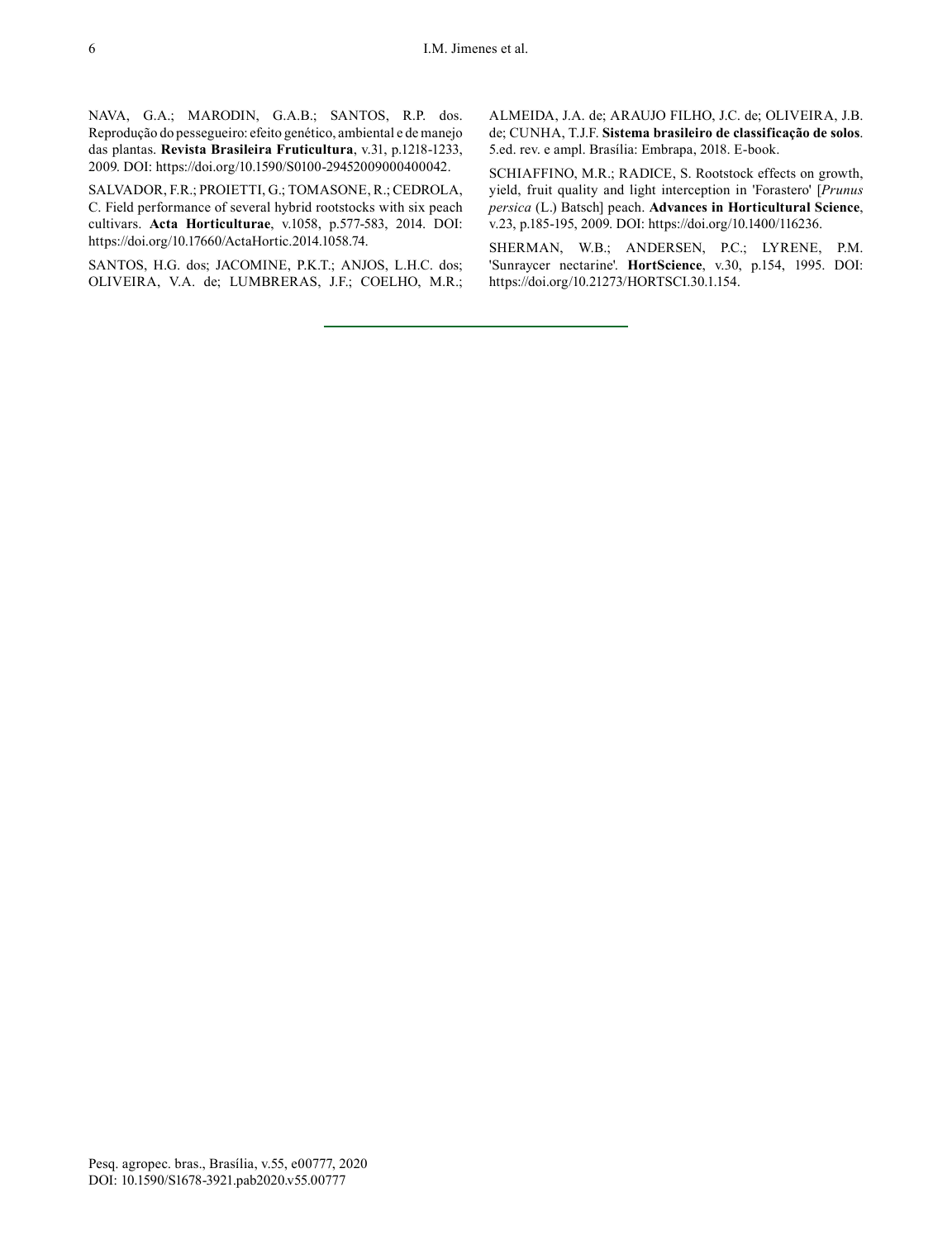NAVA, G.A.; MARODIN, G.A.B.; SANTOS, R.P. dos. Reprodução do pessegueiro: efeito genético, ambiental e de manejo das plantas. **Revista Brasileira Fruticultura**, v.31, p.1218-1233, 2009. DOI: https://doi.org/10.1590/S0100-29452009000400042.

SALVADOR, F.R.; PROIETTI, G.; TOMASONE, R.; CEDROLA, C. Field performance of several hybrid rootstocks with six peach cultivars. **Acta Horticulturae**, v.1058, p.577-583, 2014. DOI: https://doi.org/10.17660/ActaHortic.2014.1058.74.

SANTOS, H.G. dos; JACOMINE, P.K.T.; ANJOS, L.H.C. dos; OLIVEIRA, V.A. de; LUMBRERAS, J.F.; COELHO, M.R.; ALMEIDA, J.A. de; ARAUJO FILHO, J.C. de; OLIVEIRA, J.B. de; CUNHA, T.J.F. **Sistema brasileiro de classificação de solos**. 5.ed. rev. e ampl. Brasília: Embrapa, 2018. E-book.

SCHIAFFINO, M.R.; RADICE, S. Rootstock effects on growth, yield, fruit quality and light interception in 'Forastero' [*Prunus persica* (L.) Batsch] peach. **Advances in Horticultural Science**, v.23, p.185-195, 2009. DOI: https://doi.org/10.1400/116236.

SHERMAN, W.B.; ANDERSEN, P.C.; LYRENE, P.M. 'Sunraycer nectarine'. **HortScience**, v.30, p.154, 1995. DOI: https://doi.org/10.21273/HORTSCI.30.1.154.